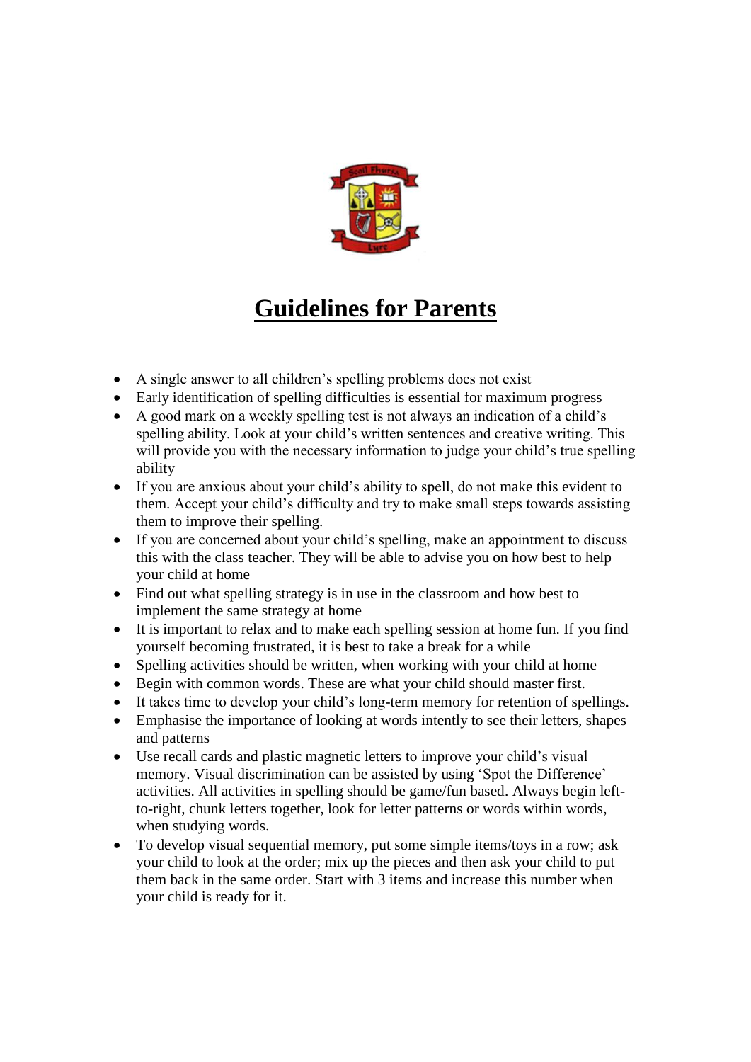# Guidelines for Parents

- A single answer to all children's spelling problems does not exist
- Early identification of spelling difficulties is essential for maximum progress
- A good mark on a weekly spelling test is not always an indication of a child's spelling ability. Look at your child's written sentences and creative writing. This will provide you with the necessary information to judge your child's true spelling ability
- If you are anxious about your child's ability to spell, do not make this evident to them. Accept your child's difficulty and try to make small steps towards assisting them to improve their spelling.
- If you are concerned about your child's spelling, make an appointment to discuss this with the class teacher. They will be able to advise you on how best to help your child at home
- Find out what spelling strategy is in use in the classroom and how best to implement the same strategy at home
- It is important to relax and to make each spelling session at home fun. If you find yourself becoming frustrated, it is best to take a break for a while
- Spelling activities should be written, when working with your child at home
- Begin with common words. These are what your child should master first.
- It takes time to develop your child's long-term memory for retention of spellings.
- Emphasise the importance of looking at words intently to see their letters, shapes and patterns
- Use recall cards and plastic magnetic letters to improve your child's visual memory. Visual discrimination can be assisted by using 'Spot the Difference' activities. All activities in spelling should be game/fun based. Always begin left-to-right, chunk letters together, look for letter patterns or words within words, when studying words.
- To develop visual sequential memory, put some simple items/toys in a row; ask your child to look at the order; mix up the pieces and then ask your child to put them back in the same order. Start with 3 items and increase this number when your child is ready for it.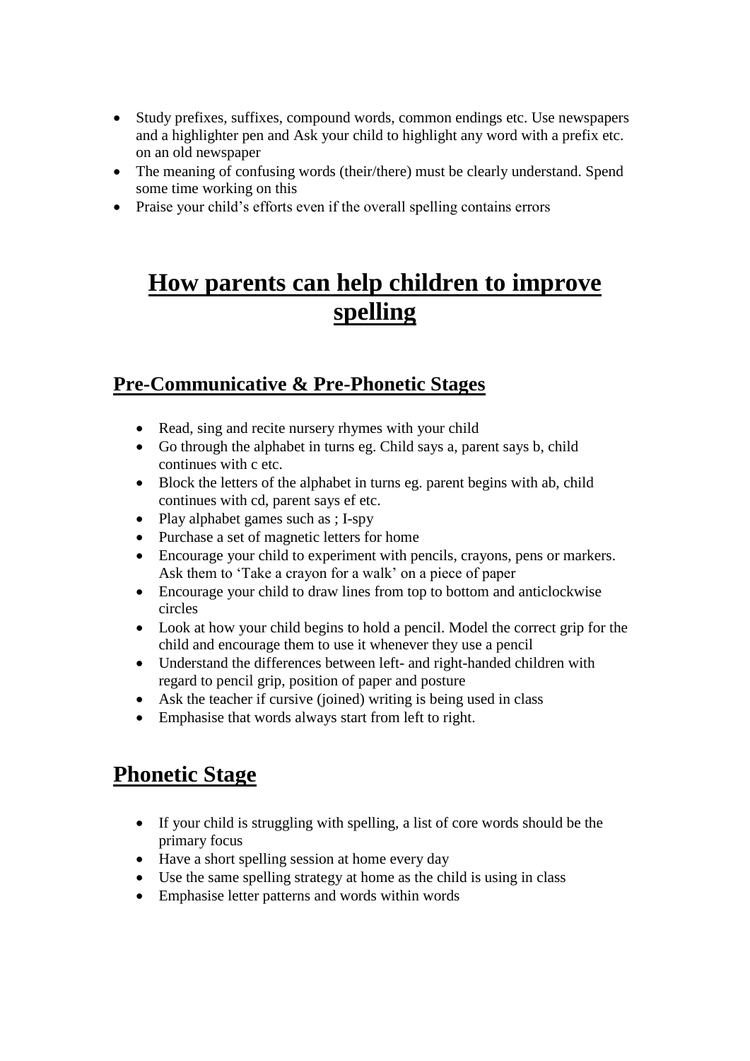- Study prefixes, suffixes, compound words, common endings etc. Use newspapers and a highlighter pen and Ask your child to highlight any word with a prefix etc. on an old newspaper
- The meaning of confusing words (their/there) must be clearly understand. Spend some time working on this
- Praise your child's efforts even if the overall spelling contains errors

# How parents can help children to improve spelling

## Pre-Communicative & Pre-Phonetic Stages

- Read, sing and recite nursery rhymes with your child
- Go through the alphabet in turns eg. Child says a, parent says b, child continues with c etc.
- Block the letters of the alphabet in turns eg. parent begins with ab, child continues with cd, parent says ef etc.
- Play alphabet games such as ; I-spy
- Purchase a set of magnetic letters for home
- Encourage your child to experiment with pencils, crayons, pens or markers. Ask them to 'Take a crayon for a walk' on a piece of paper
- Encourage your child to draw lines from top to bottom and anticlockwise circles
- Look at how your child begins to hold a pencil. Model the correct grip for the child and encourage them to use it whenever they use a pencil
- Understand the differences between left- and right-handed children with regard to pencil grip, position of paper and posture
- Ask the teacher if cursive (joined) writing is being used in class
- Emphasise that words always start from left to right.

## Phonetic Stage

- If your child is struggling with spelling, a list of core words should be the primary focus
- Have a short spelling session at home every day
- Use the same spelling strategy at home as the child is using in class
- Emphasise letter patterns and words within words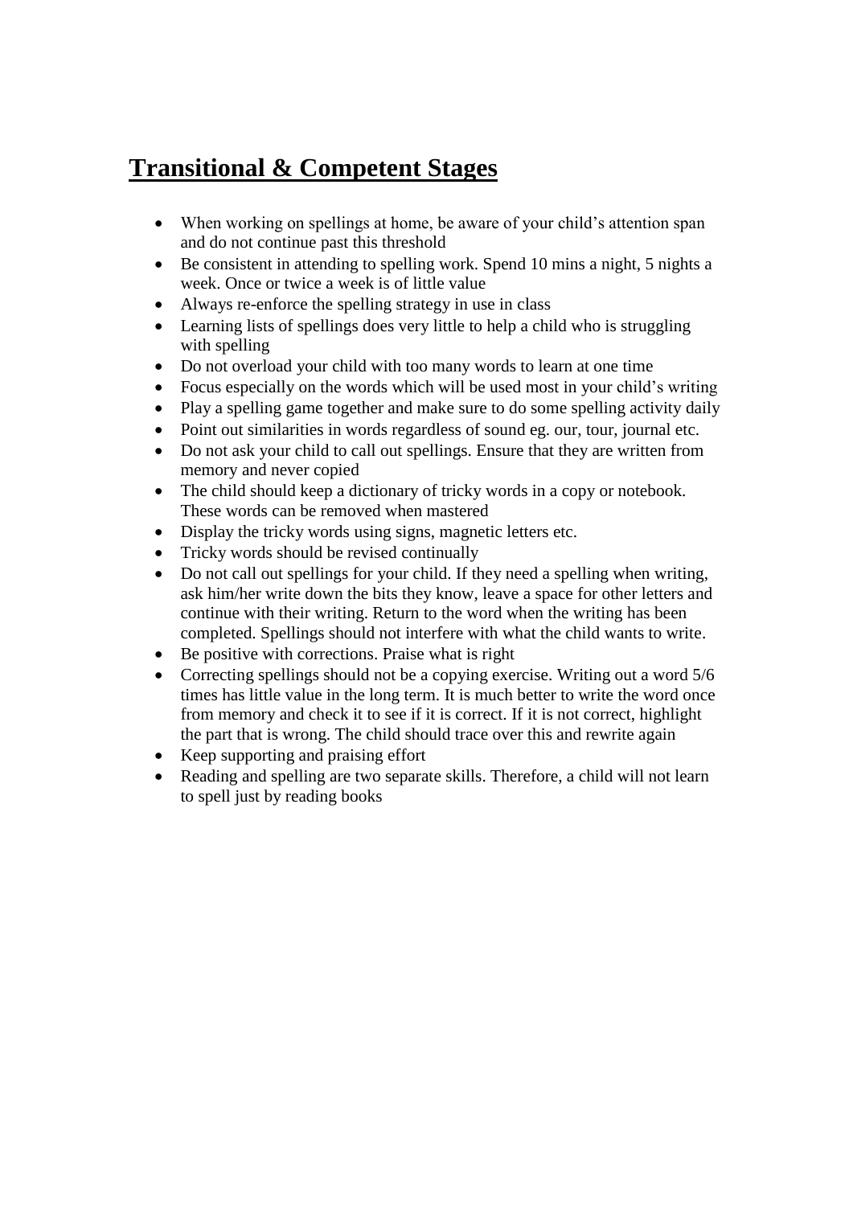# **Transitional & Competent Stages**

- When working on spellings at home, be aware of your child's attention span and do not continue past this threshold
- Be consistent in attending to spelling work. Spend 10 mins a night, 5 nights a week. Once or twice a week is of little value
- Always re-enforce the spelling strategy in use in class
- Learning lists of spellings does very little to help a child who is struggling with spelling
- Do not overload your child with too many words to learn at one time
- Focus especially on the words which will be used most in your child's writing
- Play a spelling game together and make sure to do some spelling activity daily
- Point out similarities in words regardless of sound eg. our, tour, journal etc.
- Do not ask your child to call out spellings. Ensure that they are written from memory and never copied
- The child should keep a dictionary of tricky words in a copy or notebook. These words can be removed when mastered
- Display the tricky words using signs, magnetic letters etc.
- Tricky words should be revised continually
- Do not call out spellings for your child. If they need a spelling when writing, ask him/her write down the bits they know, leave a space for other letters and continue with their writing. Return to the word when the writing has been completed. Spellings should not interfere with what the child wants to write.
- Be positive with corrections. Praise what is right
- Correcting spellings should not be a copying exercise. Writing out a word 5/6 times has little value in the long term. It is much better to write the word once from memory and check it to see if it is correct. If it is not correct, highlight the part that is wrong. The child should trace over this and rewrite again
- Keep supporting and praising effort
- Reading and spelling are two separate skills. Therefore, a child will not learn to spell just by reading books